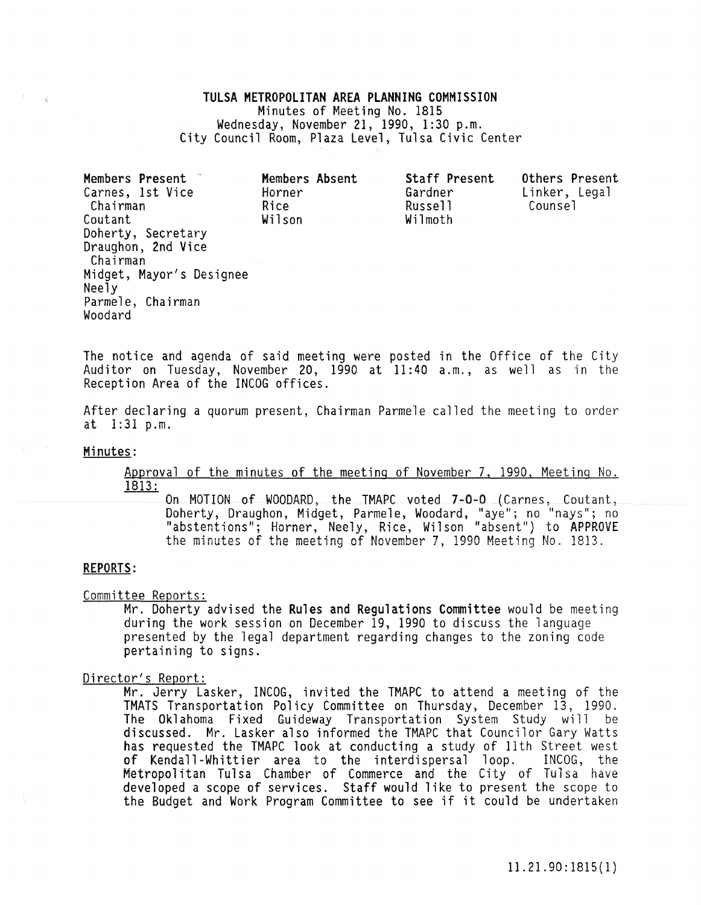# TULSA METROPOLITAN AREA PLANNING COMMISSION

Minutes of Meeting No. 1815
Wednesday, November 21, 1990, 1:30 p.m.
City Council Room, Plaza Level, Tulsa Civic Center

| **Members Present** | **Members Absent** | **Staff Present** | **Others Present** |
|---|---|---|---|
| Carnes, 1st Vice Chairman | Horner | Gardner | Linker, Legal Counsel |
| Coutant | Rice | Russell | |
| Doherty, Secretary | Wilson | Wilmoth | |
| Draughon, 2nd Vice Chairman | | | |
| Midget, Mayor's Designee | | | |
| Neely | | | |
| Parmele, Chairman | | | |
| Woodard | | | |

The notice and agenda of said meeting were posted in the Office of the City Auditor on Tuesday, November 20, 1990 at 11:40 a.m., as well as in the Reception Area of the INCOG offices.

After declaring a quorum present, Chairman Parmele called the meeting to order at 1:31 p.m.

**Minutes:**

Approval of the minutes of the meeting of November 7, 1990, Meeting No. 1813:

On MOTION of WOODARD, the TMAPC voted **7-0-0** (Carnes, Coutant, Doherty, Draughon, Midget, Parmele, Woodard, "aye"; no "nays"; no "abstentions"; Horner, Neely, Rice, Wilson "absent") to **APPROVE** the minutes of the meeting of November 7, 1990 Meeting No. 1813.

**REPORTS:**

Committee Reports:

Mr. Doherty advised the **Rules and Regulations Committee** would be meeting during the work session on December 19, 1990 to discuss the language presented by the legal department regarding changes to the zoning code pertaining to signs.

Director's Report:

Mr. Jerry Lasker, INCOG, invited the TMAPC to attend a meeting of the TMATS Transportation Policy Committee on Thursday, December 13, 1990. The Oklahoma Fixed Guideway Transportation System Study will be discussed. Mr. Lasker also informed the TMAPC that Councilor Gary Watts has requested the TMAPC look at conducting a study of 11th Street west of Kendall-Whittier area to the interdispersal loop. INCOG, the Metropolitan Tulsa Chamber of Commerce and the City of Tulsa have developed a scope of services. Staff would like to present the scope to the Budget and Work Program Committee to see if it could be undertaken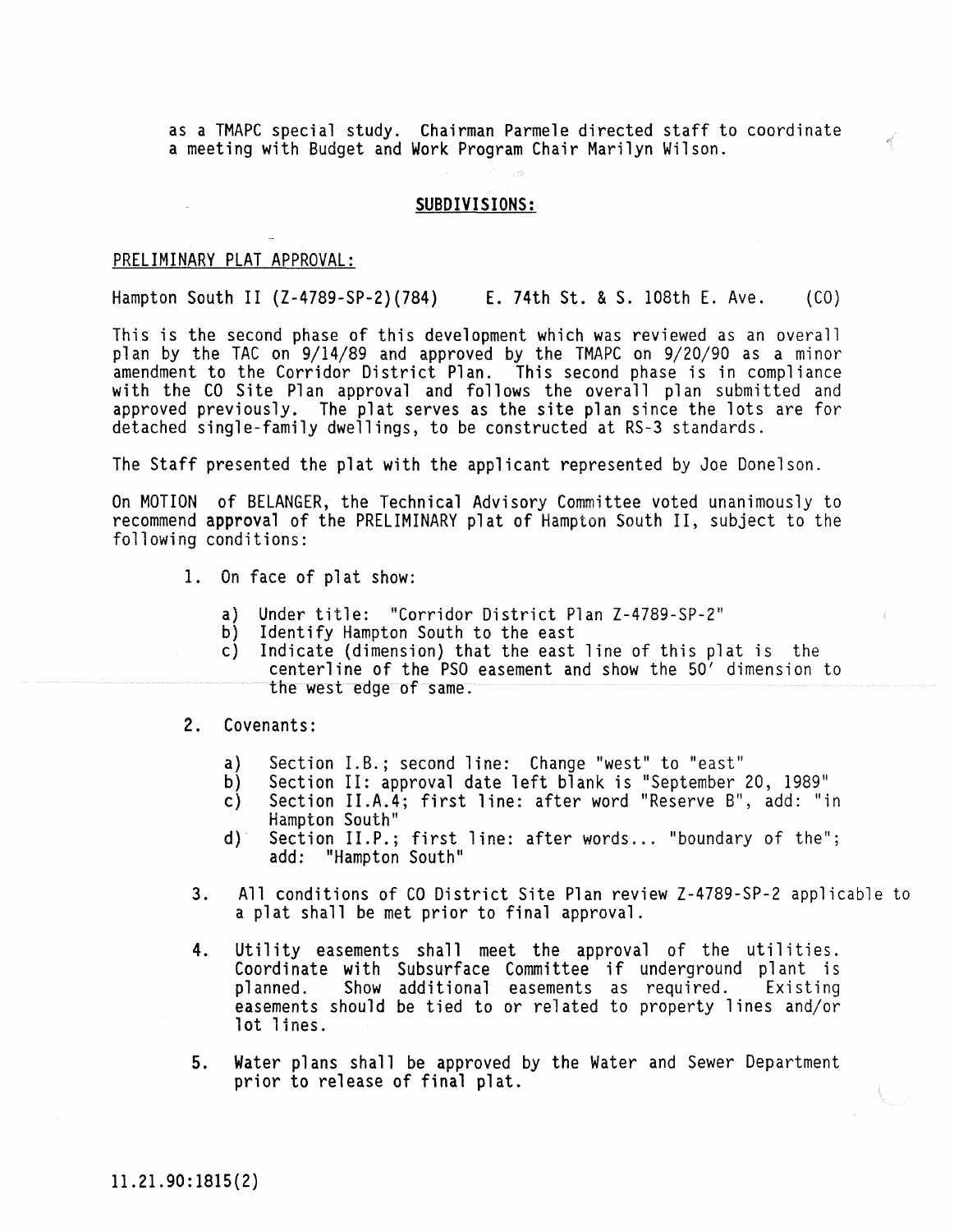as a TMAPC special study. Chairman Parmele directed staff to coordinate a meeting with Budget and Work Program Chair Marilyn Wilson.

## SUBDIVISIONS:

PRELIMINARY PLAT APPROVAL:

Hampton South II (Z-4789-SP-2)(784) E. 74th St. & S. 108th E. Ave. (CO)

This is the second phase of this development which was reviewed as an overall plan by the TAC on 9/14/89 and approved by the TMAPC on 9/20/90 as a minor amendment to the Corridor District Plan. This second phase is in compliance with the CO Site Plan approval and follows the overall plan submitted and approved previously. The plat serves as the site plan since the lots are for detached single-family dwellings, to be constructed at RS-3 standards.

The Staff presented the plat with the applicant represented by Joe Donelson.

On MOTION of BELANGER, the Technical Advisory Committee voted unanimously to recommend approval of the PRELIMINARY plat of Hampton South II, subject to the following conditions:

1. On face of plat show:

   a) Under title: "Corridor District Plan Z-4789-SP-2"
   b) Identify Hampton South to the east
   c) Indicate (dimension) that the east line of this plat is the centerline of the PSO easement and show the 50' dimension to the west edge of same.

2. Covenants:

   a) Section I.B.; second line: Change "west" to "east"
   b) Section II: approval date left blank is "September 20, 1989"
   c) Section II.A.4; first line: after word "Reserve B", add: "in Hampton South"
   d) Section II.P.; first line: after words... "boundary of the"; add: "Hampton South"

3. All conditions of CO District Site Plan review Z-4789-SP-2 applicable to a plat shall be met prior to final approval.

4. Utility easements shall meet the approval of the utilities. Coordinate with Subsurface Committee if underground plant is planned. Show additional easements as required. Existing easements should be tied to or related to property lines and/or lot lines.

5. Water plans shall be approved by the Water and Sewer Department prior to release of final plat.

11.21.90:1815(2)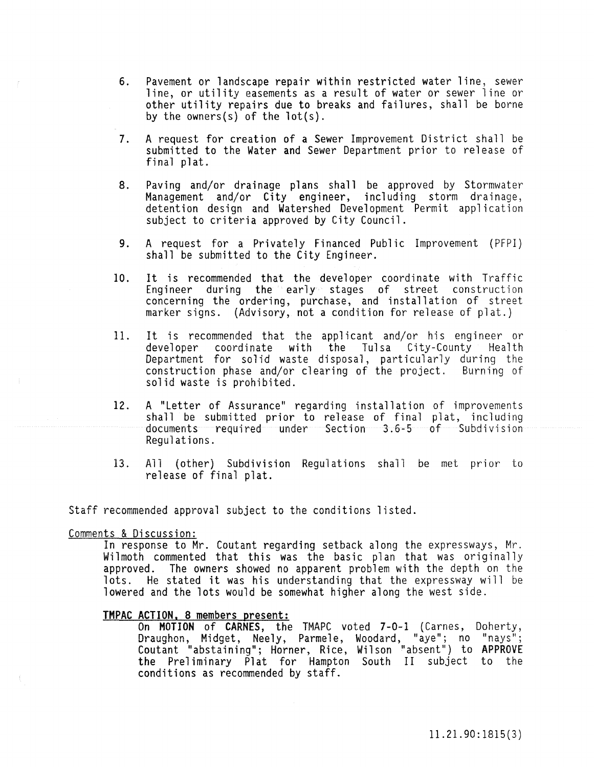6. Pavement or landscape repair within restricted water line, sewer line, or utility easements as a result of water or sewer line or other utility repairs due to breaks and failures, shall be borne by the owners(s) of the lot(s).

7. A request for creation of a Sewer Improvement District shall be submitted to the Water and Sewer Department prior to release of final plat.

8. Paving and/or drainage plans shall be approved by Stormwater Management and/or City engineer, including storm drainage, detention design and Watershed Development Permit application subject to criteria approved by City Council.

9. A request for a Privately Financed Public Improvement (PFPI) shall be submitted to the City Engineer.

10. It is recommended that the developer coordinate with Traffic Engineer during the early stages of street construction concerning the ordering, purchase, and installation of street marker signs. (Advisory, not a condition for release of plat.)

11. It is recommended that the applicant and/or his engineer or developer coordinate with the Tulsa City-County Health Department for solid waste disposal, particularly during the construction phase and/or clearing of the project. Burning of solid waste is prohibited.

12. A "Letter of Assurance" regarding installation of improvements shall be submitted prior to release of final plat, including documents required under Section 3.6-5 of Subdivision Regulations.

13. All (other) Subdivision Regulations shall be met prior to release of final plat.

Staff recommended approval subject to the conditions listed.

Comments & Discussion:

In response to Mr. Coutant regarding setback along the expressways, Mr. Wilmoth commented that this was the basic plan that was originally approved. The owners showed no apparent problem with the depth on the lots. He stated it was his understanding that the expressway will be lowered and the lots would be somewhat higher along the west side.

**TMPAC ACTION, 8 members present:**

On **MOTION** of **CARNES**, the TMAPC voted **7-0-1** (Carnes, Doherty, Draughon, Midget, Neely, Parmele, Woodard, "aye"; no "nays"; Coutant "abstaining"; Horner, Rice, Wilson "absent") to **APPROVE** the Preliminary Plat for Hampton South II subject to the conditions as recommended by staff.

11.21.90:1815(3)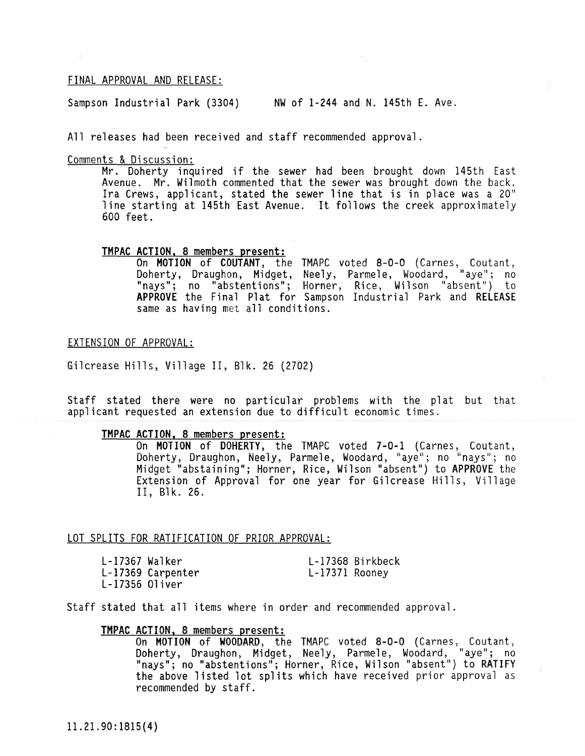FINAL APPROVAL AND RELEASE:

Sampson Industrial Park (3304) NW of 1-244 and N. 145th E. Ave.

All releases had been received and staff recommended approval.

Comments & Discussion:

Mr. Doherty inquired if the sewer had been brought down 145th East Avenue. Mr. Wilmoth commented that the sewer was brought down the back. Ira Crews, applicant, stated the sewer line that is in place was a 20" line starting at 145th East Avenue. It follows the creek approximately 600 feet.

**TMPAC ACTION, 8 members present:**

On **MOTION** of **COUTANT**, the TMAPC voted **8-0-0** (Carnes, Coutant, Doherty, Draughon, Midget, Neely, Parmele, Woodard, "aye"; no "nays"; no "abstentions"; Horner, Rice, Wilson "absent") to **APPROVE** the Final Plat for Sampson Industrial Park and **RELEASE** same as having met all conditions.

EXTENSION OF APPROVAL:

Gilcrease Hills, Village II, Blk. 26 (2702)

Staff stated there were no particular problems with the plat but that applicant requested an extension due to difficult economic times.

**TMPAC ACTION, 8 members present:**

On **MOTION** of **DOHERTY**, the TMAPC voted **7-0-1** (Carnes, Coutant, Doherty, Draughon, Neely, Parmele, Woodard, "aye"; no "nays"; no Midget "abstaining"; Horner, Rice, Wilson "absent") to **APPROVE** the Extension of Approval for one year for Gilcrease Hills, Village II, Blk. 26.

LOT SPLITS FOR RATIFICATION OF PRIOR APPROVAL:

L-17367 Walker
L-17368 Birkbeck
L-17369 Carpenter
L-17371 Rooney
L-17356 Oliver

Staff stated that all items where in order and recommended approval.

**TMPAC ACTION, 8 members present:**

On **MOTION** of **WOODARD**, the TMAPC voted **8-0-0** (Carnes, Coutant, Doherty, Draughon, Midget, Neely, Parmele, Woodard, "aye"; no "nays"; no "abstentions"; Horner, Rice, Wilson "absent") to **RATIFY** the above listed lot splits which have received prior approval as recommended by staff.

11.21.90:1815(4)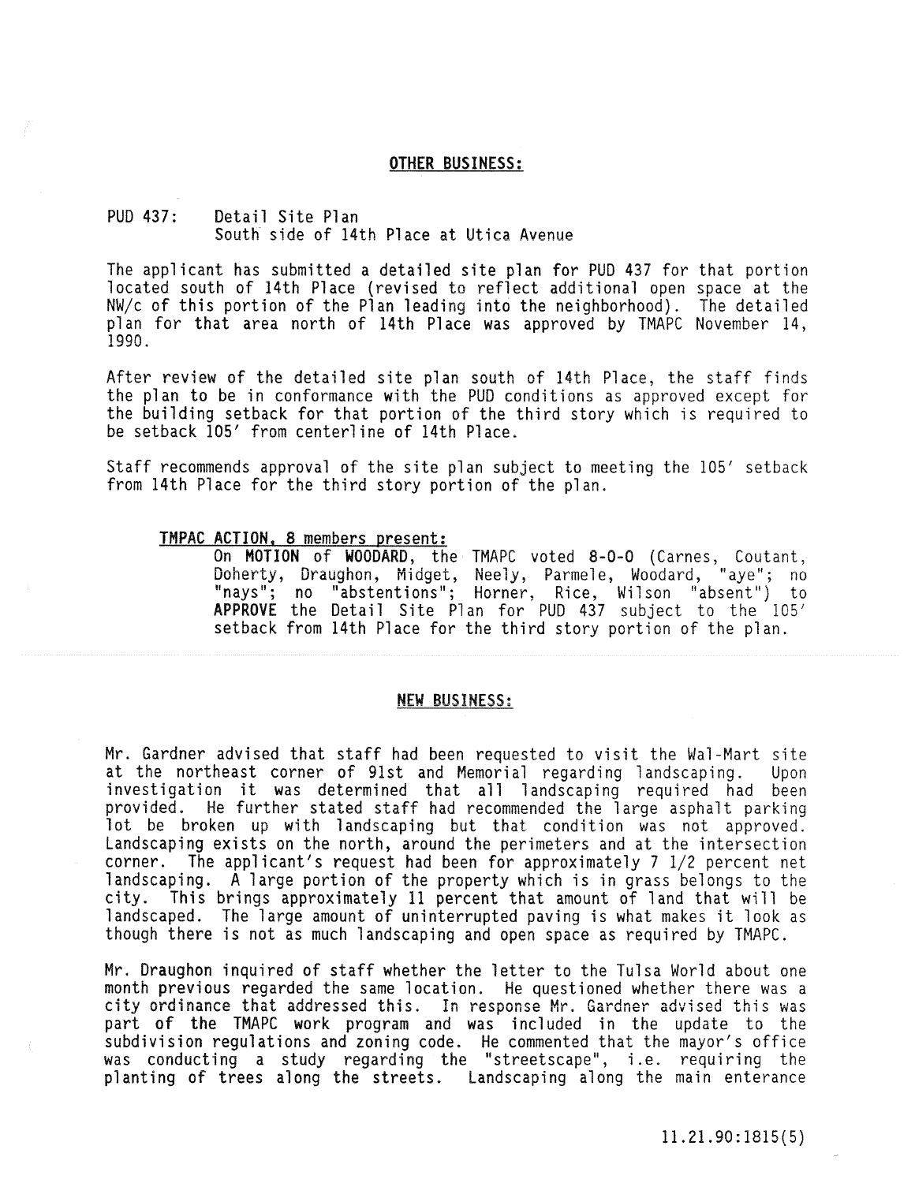## OTHER BUSINESS:

PUD 437: Detail Site Plan
South side of 14th Place at Utica Avenue

The applicant has submitted a detailed site plan for PUD 437 for that portion located south of 14th Place (revised to reflect additional open space at the NW/c of this portion of the Plan leading into the neighborhood). The detailed plan for that area north of 14th Place was approved by TMAPC November 14, 1990.

After review of the detailed site plan south of 14th Place, the staff finds the plan to be in conformance with the PUD conditions as approved except for the building setback for that portion of the third story which is required to be setback 105' from centerline of 14th Place.

Staff recommends approval of the site plan subject to meeting the 105' setback from 14th Place for the third story portion of the plan.

**TMPAC ACTION, 8 members present:**

On **MOTION** of **WOODARD**, the TMAPC voted 8-0-0 (Carnes, Coutant, Doherty, Draughon, Midget, Neely, Parmele, Woodard, "aye"; no "nays"; no "abstentions"; Horner, Rice, Wilson "absent") to **APPROVE** the Detail Site Plan for PUD 437 subject to the 105' setback from 14th Place for the third story portion of the plan.

## NEW BUSINESS:

Mr. Gardner advised that staff had been requested to visit the Wal-Mart site at the northeast corner of 91st and Memorial regarding landscaping. Upon investigation it was determined that all landscaping required had been provided. He further stated staff had recommended the large asphalt parking lot be broken up with landscaping but that condition was not approved. Landscaping exists on the north, around the perimeters and at the intersection corner. The applicant's request had been for approximately 7 1/2 percent net landscaping. A large portion of the property which is in grass belongs to the city. This brings approximately 11 percent that amount of land that will be landscaped. The large amount of uninterrupted paving is what makes it look as though there is not as much landscaping and open space as required by TMAPC.

Mr. Draughon inquired of staff whether the letter to the Tulsa World about one month previous regarded the same location. He questioned whether there was a city ordinance that addressed this. In response Mr. Gardner advised this was part of the TMAPC work program and was included in the update to the subdivision regulations and zoning code. He commented that the mayor's office was conducting a study regarding the "streetscape", i.e. requiring the planting of trees along the streets. Landscaping along the main enterance

11.21.90:1815(5)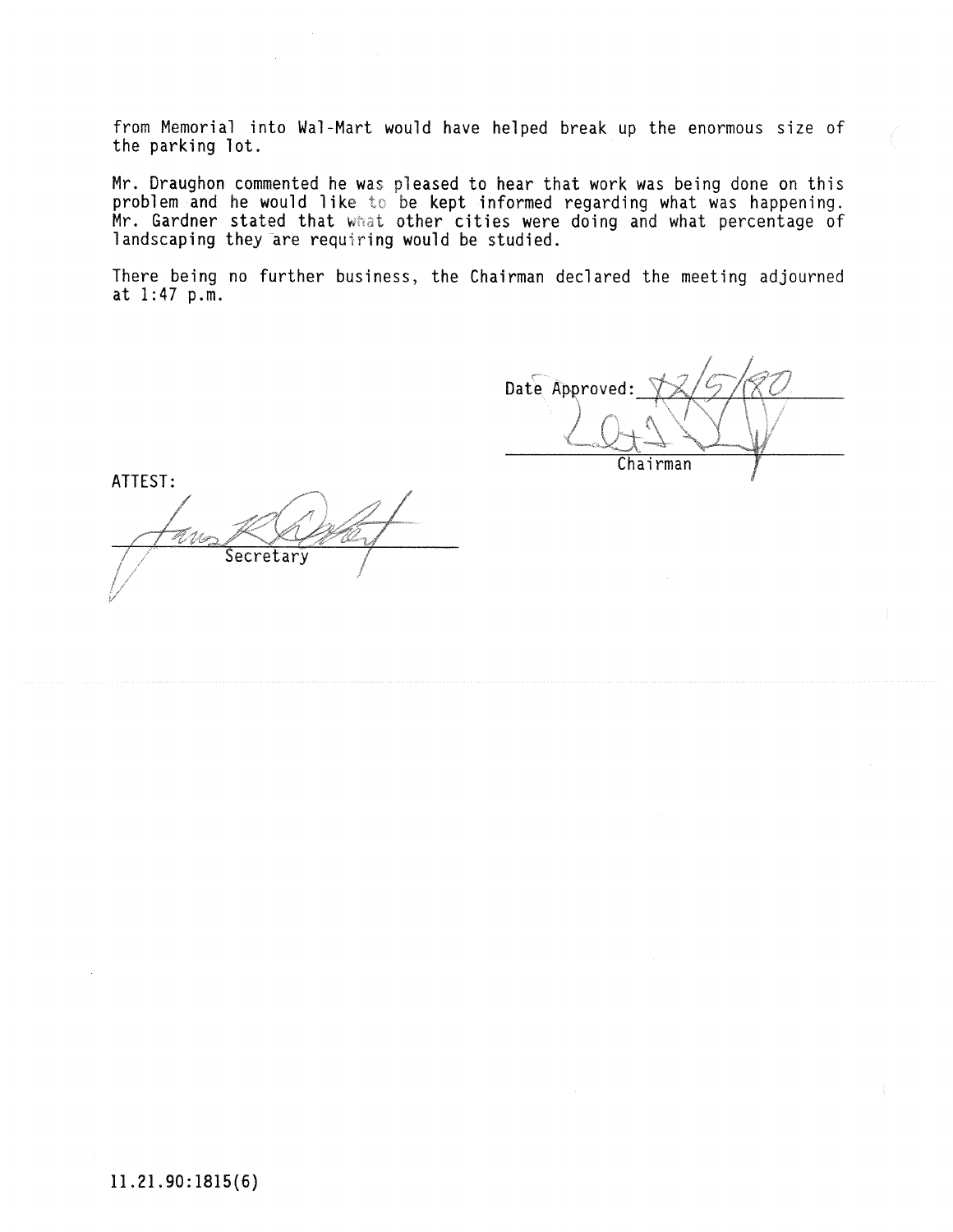from Memorial into Wal-Mart would have helped break up the enormous size of the parking lot.

Mr. Draughon commented he was pleased to hear that work was being done on this problem and he would like to be kept informed regarding what was happening. Mr. Gardner stated that what other cities were doing and what percentage of landscaping they are requiring would be studied.

There being no further business, the Chairman declared the meeting adjourned at 1:47 p.m.

Date Approved: 12/5/90

Chairman

ATTEST:

Secretary

11.21.90:1815(6)